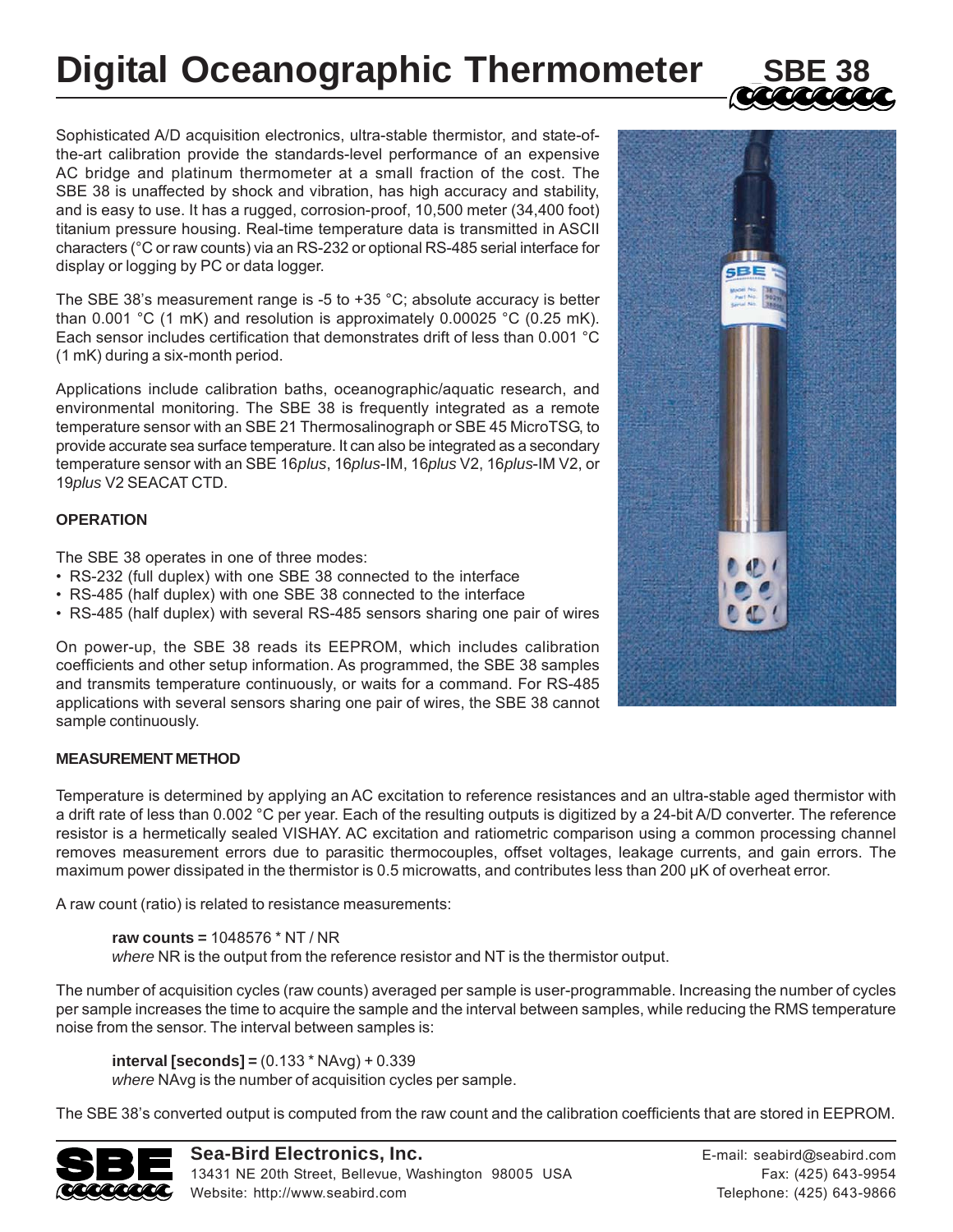# Digital Oceanographic Thermometer SBE 38

Sophisticated A/D acquisition electronics, ultra-stable thermistor, and state-of-the-art calibration provide the standards-level performance of an expensive AC bridge and platinum thermometer at a small fraction of the cost. The SBE 38 is unaffected by shock and vibration, has high accuracy and stability, and is easy to use. It has a rugged, corrosion-proof, 10,500 meter (34,400 foot) titanium pressure housing. Real-time temperature data is transmitted in ASCII characters (°C or raw counts) via an RS-232 or optional RS-485 serial interface for display or logging by PC or data logger.

The SBE 38's measurement range is -5 to +35 °C; absolute accuracy is better than 0.001 °C (1 mK) and resolution is approximately 0.00025 °C (0.25 mK). Each sensor includes certification that demonstrates drift of less than 0.001 °C (1 mK) during a six-month period.

Applications include calibration baths, oceanographic/aquatic research, and environmental monitoring. The SBE 38 is frequently integrated as a remote temperature sensor with an SBE 21 Thermosalinograph or SBE 45 MicroTSG, to provide accurate sea surface temperature. It can also be integrated as a secondary temperature sensor with an SBE 16*plus*, 16*plus*-IM, 16*plus* V2, 16*plus*-IM V2, or 19*plus* V2 SEACAT CTD.

## OPERATION

The SBE 38 operates in one of three modes:

- RS-232 (full duplex) with one SBE 38 connected to the interface
- RS-485 (half duplex) with one SBE 38 connected to the interface
- RS-485 (half duplex) with several RS-485 sensors sharing one pair of wires

On power-up, the SBE 38 reads its EEPROM, which includes calibration coefficients and other setup information. As programmed, the SBE 38 samples and transmits temperature continuously, or waits for a command. For RS-485 applications with several sensors sharing one pair of wires, the SBE 38 cannot sample continuously.

## MEASUREMENT METHOD

Temperature is determined by applying an AC excitation to reference resistances and an ultra-stable aged thermistor with a drift rate of less than 0.002 °C per year. Each of the resulting outputs is digitized by a 24-bit A/D converter. The reference resistor is a hermetically sealed VISHAY. AC excitation and ratiometric comparison using a common processing channel removes measurement errors due to parasitic thermocouples, offset voltages, leakage currents, and gain errors. The maximum power dissipated in the thermistor is 0.5 microwatts, and contributes less than 200 μK of overheat error.

A raw count (ratio) is related to resistance measurements:

> **raw counts =** 1048576 * NT / NR
> *where* NR is the output from the reference resistor and NT is the thermistor output.

The number of acquisition cycles (raw counts) averaged per sample is user-programmable. Increasing the number of cycles per sample increases the time to acquire the sample and the interval between samples, while reducing the RMS temperature noise from the sensor. The interval between samples is:

> **interval [seconds] =** (0.133 * NAvg) + 0.339
> *where* NAvg is the number of acquisition cycles per sample.

The SBE 38's converted output is computed from the raw count and the calibration coefficients that are stored in EEPROM.

**Sea-Bird Electronics, Inc.**
13431 NE 20th Street, Bellevue, Washington 98005 USA
Website: http://www.seabird.com

E-mail: seabird@seabird.com
Fax: (425) 643-9954
Telephone: (425) 643-9866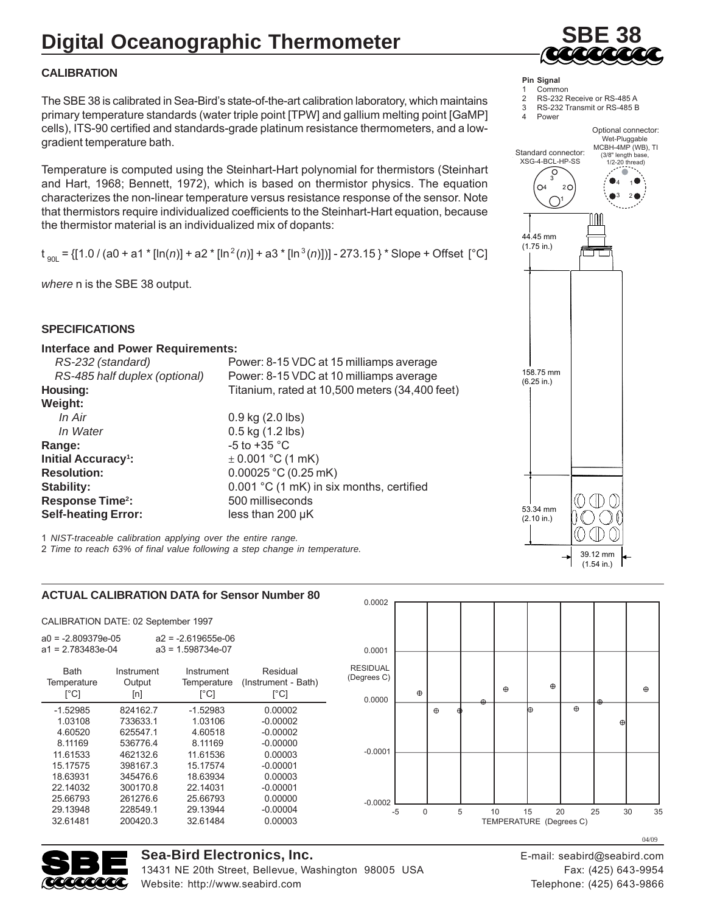# Digital Oceanographic Thermometer

**SBE 38**

## CALIBRATION

The SBE 38 is calibrated in Sea-Bird's state-of-the-art calibration laboratory, which maintains primary temperature standards (water triple point [TPW] and gallium melting point [GaMP] cells), ITS-90 certified and standards-grade platinum resistance thermometers, and a low-gradient temperature bath.

Temperature is computed using the Steinhart-Hart polynomial for thermistors (Steinhart and Hart, 1968; Bennett, 1972), which is based on thermistor physics. The equation characterizes the non-linear temperature versus resistance response of the sensor. Note that thermistors require individualized coefficients to the Steinhart-Hart equation, because the thermistor material is an individualized mix of dopants:

$$t_{90L} = \{[1.0 / (a0 + a1 * [\ln(n)] + a2 * [\ln^2(n)] + a3 * [\ln^3(n)])] - 273.15\} * \text{Slope} + \text{Offset} \ [°C]$$

*where* n is the SBE 38 output.

**Pin Signal**
1 Common
2 RS-232 Receive or RS-485 A
3 RS-232 Transmit or RS-485 B
4 Power

Standard connector: XSG-4-BCL-HP-SS

Optional connector: Wet-Pluggable MCBH-4MP (WB), TI (3/8" length base, 1/2-20 thread)

44.45 mm (1.75 in.)
158.75 mm (6.25 in.)
53.34 mm (2.10 in.)
39.12 mm (1.54 in.)

## SPECIFICATIONS

| | |
|---|---|
| **Interface and Power Requirements:** | |
| *RS-232 (standard)* | Power: 8-15 VDC at 15 milliamps average |
| *RS-485 half duplex (optional)* | Power: 8-15 VDC at 10 milliamps average |
| **Housing:** | Titanium, rated at 10,500 meters (34,400 feet) |
| **Weight:** | |
| *In Air* | 0.9 kg (2.0 lbs) |
| *In Water* | 0.5 kg (1.2 lbs) |
| **Range:** | -5 to +35 °C |
| **Initial Accuracy[1]:** | ± 0.001 °C (1 mK) |
| **Resolution:** | 0.00025 °C (0.25 mK) |
| **Stability:** | 0.001 °C (1 mK) in six months, certified |
| **Response Time[2]:** | 500 milliseconds |
| **Self-heating Error:** | less than 200 μK |

1 *NIST-traceable calibration applying over the entire range.*
2 *Time to reach 63% of final value following a step change in temperature.*

## ACTUAL CALIBRATION DATA for Sensor Number 80

CALIBRATION DATE: 02 September 1997

a0 = -2.809379e-05 a2 = -2.619655e-06
a1 = 2.783483e-04 a3 = 1.598734e-07

| Bath Temperature [°C] | Instrument Output [n] | Instrument Temperature [°C] | Residual (Instrument - Bath) [°C] |
|---|---|---|---|
| -1.52985 | 824162.7 | -1.52983 | 0.00002 |
| 1.03108 | 733633.1 | 1.03106 | -0.00002 |
| 4.60520 | 625547.1 | 4.60518 | -0.00002 |
| 8.11169 | 536776.4 | 8.11169 | -0.00000 |
| 11.61533 | 462132.6 | 11.61536 | 0.00003 |
| 15.17575 | 398167.3 | 15.17574 | -0.00001 |
| 18.63931 | 345476.6 | 18.63934 | 0.00003 |
| 22.14032 | 300170.8 | 22.14031 | -0.00001 |
| 25.66793 | 261276.6 | 25.66793 | 0.00000 |
| 29.13948 | 228549.1 | 29.13944 | -0.00004 |
| 32.61481 | 200420.3 | 32.61484 | 0.00003 |

RESIDUAL (Degrees C)
0.0002
0.0001
0.0000
-0.0001
-0.0002
-5 0 5 10 15 20 25 30 35
TEMPERATURE (Degrees C)

04/09

**Sea-Bird Electronics, Inc.**
13431 NE 20th Street, Bellevue, Washington 98005 USA
Website: http://www.seabird.com

E-mail: seabird@seabird.com
Fax: (425) 643-9954
Telephone: (425) 643-9866